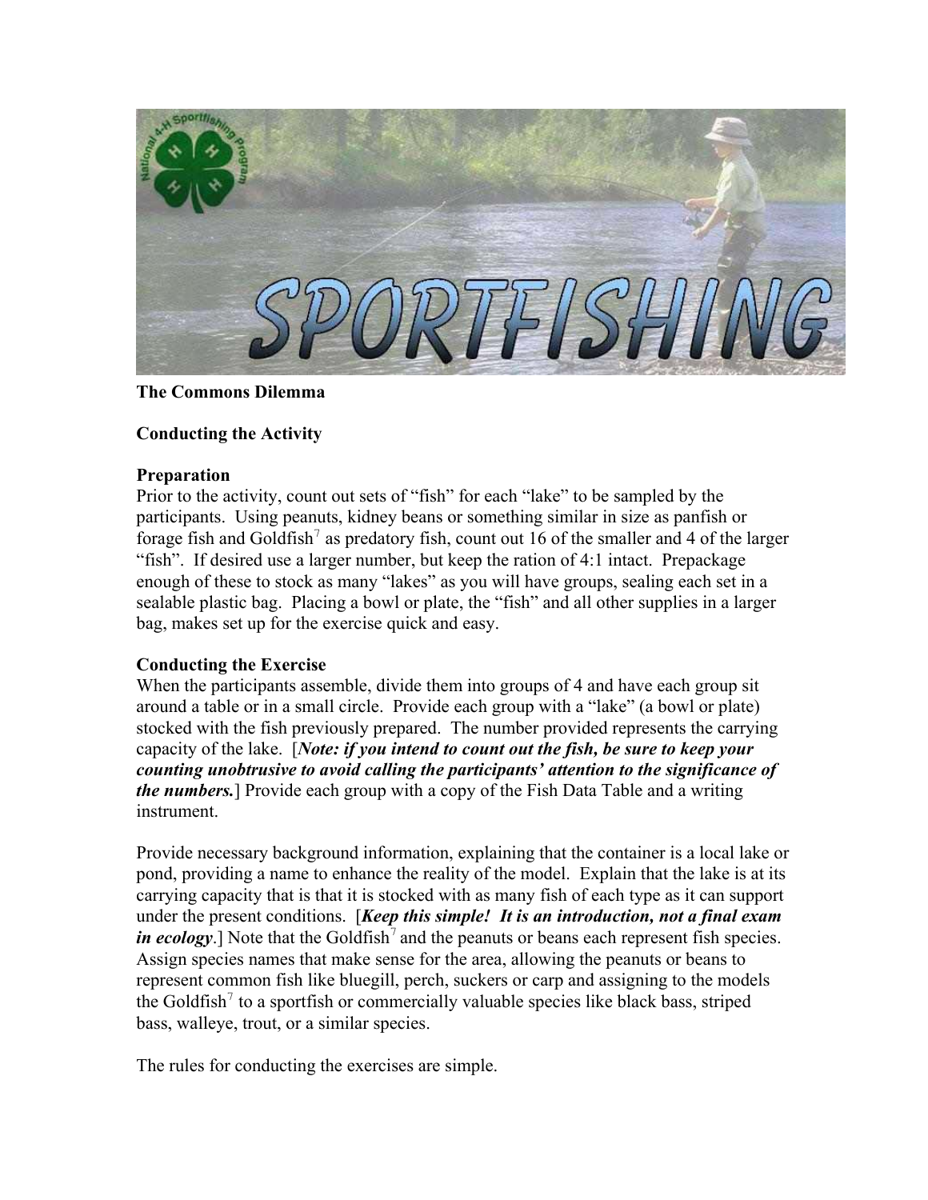**The Commons Dilemma**

**Conducting the Activity**

**Preparation**

Prior to the activity, count out sets of "fish" for each "lake" to be sampled by the participants. Using peanuts, kidney beans or something similar in size as panfish or forage fish and Goldfish[7] as predatory fish, count out 16 of the smaller and 4 of the larger "fish". If desired use a larger number, but keep the ration of 4:1 intact. Prepackage enough of these to stock as many "lakes" as you will have groups, sealing each set in a sealable plastic bag. Placing a bowl or plate, the "fish" and all other supplies in a larger bag, makes set up for the exercise quick and easy.

**Conducting the Exercise**

When the participants assemble, divide them into groups of 4 and have each group sit around a table or in a small circle. Provide each group with a "lake" (a bowl or plate) stocked with the fish previously prepared. The number provided represents the carrying capacity of the lake. [***Note: if you intend to count out the fish, be sure to keep your counting unobtrusive to avoid calling the participants' attention to the significance of the numbers.***] Provide each group with a copy of the Fish Data Table and a writing instrument.

Provide necessary background information, explaining that the container is a local lake or pond, providing a name to enhance the reality of the model. Explain that the lake is at its carrying capacity that is that it is stocked with as many fish of each type as it can support under the present conditions. [***Keep this simple! It is an introduction, not a final exam in ecology***.] Note that the Goldfish[7] and the peanuts or beans each represent fish species. Assign species names that make sense for the area, allowing the peanuts or beans to represent common fish like bluegill, perch, suckers or carp and assigning to the models the Goldfish[7] to a sportfish or commercially valuable species like black bass, striped bass, walleye, trout, or a similar species.

The rules for conducting the exercises are simple.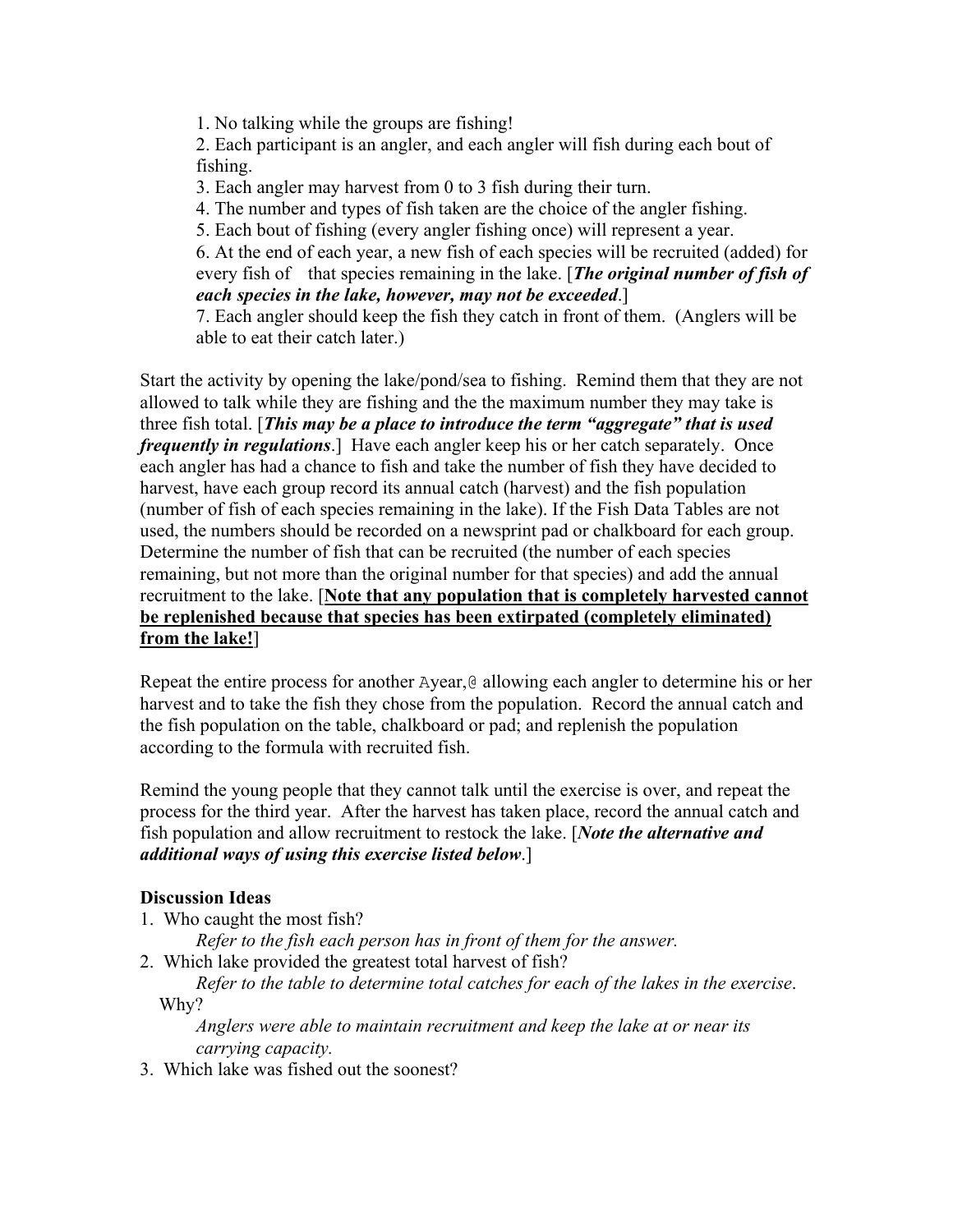1. No talking while the groups are fishing!
2. Each participant is an angler, and each angler will fish during each bout of fishing.
3. Each angler may harvest from 0 to 3 fish during their turn.
4. The number and types of fish taken are the choice of the angler fishing.
5. Each bout of fishing (every angler fishing once) will represent a year.
6. At the end of each year, a new fish of each species will be recruited (added) for every fish of that species remaining in the lake. [***The original number of fish of each species in the lake, however, may not be exceeded***.]
7. Each angler should keep the fish they catch in front of them. (Anglers will be able to eat their catch later.)

Start the activity by opening the lake/pond/sea to fishing. Remind them that they are not allowed to talk while they are fishing and the the maximum number they may take is three fish total. [***This may be a place to introduce the term "aggregate" that is used frequently in regulations***.] Have each angler keep his or her catch separately. Once each angler has had a chance to fish and take the number of fish they have decided to harvest, have each group record its annual catch (harvest) and the fish population (number of fish of each species remaining in the lake). If the Fish Data Tables are not used, the numbers should be recorded on a newsprint pad or chalkboard for each group. Determine the number of fish that can be recruited (the number of each species remaining, but not more than the original number for that species) and add the annual recruitment to the lake. [**Note that any population that is completely harvested cannot be replenished because that species has been extirpated (completely eliminated) from the lake!**]

Repeat the entire process for another Ayear,@ allowing each angler to determine his or her harvest and to take the fish they chose from the population. Record the annual catch and the fish population on the table, chalkboard or pad; and replenish the population according to the formula with recruited fish.

Remind the young people that they cannot talk until the exercise is over, and repeat the process for the third year. After the harvest has taken place, record the annual catch and fish population and allow recruitment to restock the lake. [***Note the alternative and additional ways of using this exercise listed below***.]

**Discussion Ideas**

1. Who caught the most fish?
   *Refer to the fish each person has in front of them for the answer.*
2. Which lake provided the greatest total harvest of fish?
   *Refer to the table to determine total catches for each of the lakes in the exercise*.
   Why?
   *Anglers were able to maintain recruitment and keep the lake at or near its carrying capacity.*
3. Which lake was fished out the soonest?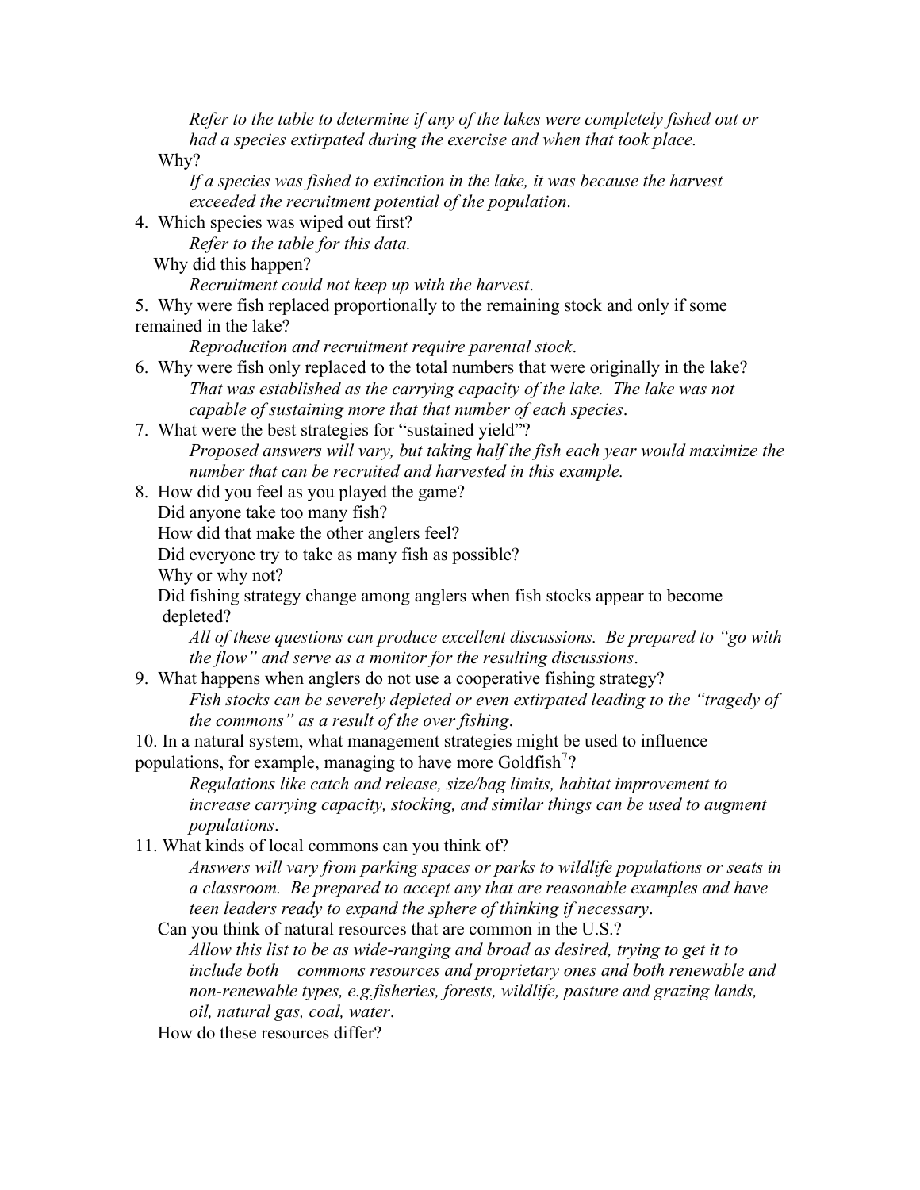*Refer to the table to determine if any of the lakes were completely fished out or had a species extirpated during the exercise and when that took place.*

Why?

*If a species was fished to extinction in the lake, it was because the harvest exceeded the recruitment potential of the population.*

4. Which species was wiped out first?

   *Refer to the table for this data.*

   Why did this happen?

   *Recruitment could not keep up with the harvest.*

5. Why were fish replaced proportionally to the remaining stock and only if some remained in the lake?

   *Reproduction and recruitment require parental stock.*

6. Why were fish only replaced to the total numbers that were originally in the lake?

   *That was established as the carrying capacity of the lake. The lake was not capable of sustaining more that that number of each species.*

7. What were the best strategies for "sustained yield"?

   *Proposed answers will vary, but taking half the fish each year would maximize the number that can be recruited and harvested in this example.*

8. How did you feel as you played the game?

   Did anyone take too many fish?

   How did that make the other anglers feel?

   Did everyone try to take as many fish as possible?

   Why or why not?

   Did fishing strategy change among anglers when fish stocks appear to become depleted?

   *All of these questions can produce excellent discussions. Be prepared to "go with the flow" and serve as a monitor for the resulting discussions.*

9. What happens when anglers do not use a cooperative fishing strategy?

   *Fish stocks can be severely depleted or even extirpated leading to the "tragedy of the commons" as a result of the over fishing.*

10. In a natural system, what management strategies might be used to influence populations, for example, managing to have more Goldfish[7]?

    *Regulations like catch and release, size/bag limits, habitat improvement to increase carrying capacity, stocking, and similar things can be used to augment populations.*

11. What kinds of local commons can you think of?

    *Answers will vary from parking spaces or parks to wildlife populations or seats in a classroom. Be prepared to accept any that are reasonable examples and have teen leaders ready to expand the sphere of thinking if necessary.*

    Can you think of natural resources that are common in the U.S.?

    *Allow this list to be as wide-ranging and broad as desired, trying to get it to include both commons resources and proprietary ones and both renewable and non-renewable types, e.g.fisheries, forests, wildlife, pasture and grazing lands, oil, natural gas, coal, water.*

    How do these resources differ?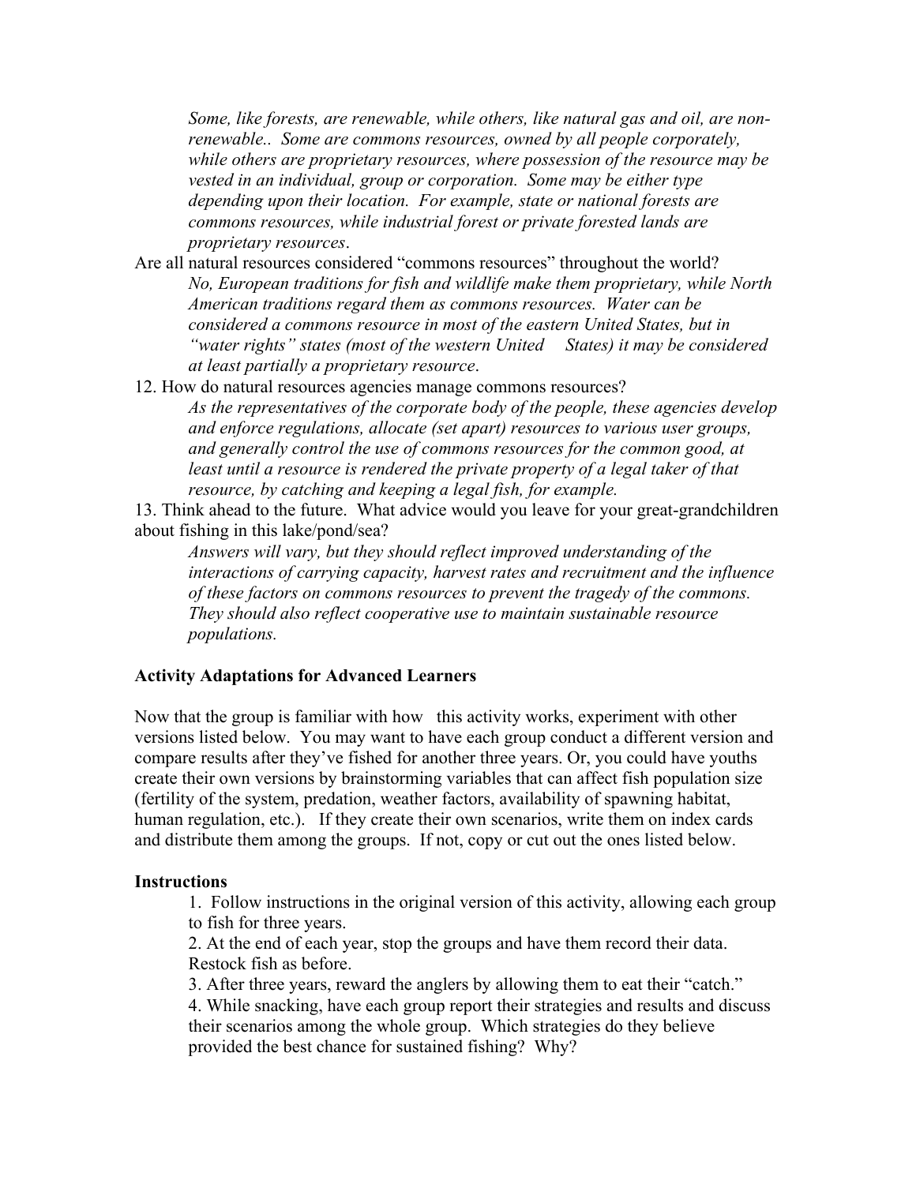*Some, like forests, are renewable, while others, like natural gas and oil, are non-renewable.. Some are commons resources, owned by all people corporately, while others are proprietary resources, where possession of the resource may be vested in an individual, group or corporation. Some may be either type depending upon their location. For example, state or national forests are commons resources, while industrial forest or private forested lands are proprietary resources*.

Are all natural resources considered "commons resources" throughout the world?

*No, European traditions for fish and wildlife make them proprietary, while North American traditions regard them as commons resources. Water can be considered a commons resource in most of the eastern United States, but in "water rights" states (most of the western United States) it may be considered at least partially a proprietary resource*.

12. How do natural resources agencies manage commons resources?

*As the representatives of the corporate body of the people, these agencies develop and enforce regulations, allocate (set apart) resources to various user groups, and generally control the use of commons resources for the common good, at least until a resource is rendered the private property of a legal taker of that resource, by catching and keeping a legal fish, for example.*

13. Think ahead to the future. What advice would you leave for your great-grandchildren about fishing in this lake/pond/sea?

*Answers will vary, but they should reflect improved understanding of the interactions of carrying capacity, harvest rates and recruitment and the influence of these factors on commons resources to prevent the tragedy of the commons. They should also reflect cooperative use to maintain sustainable resource populations.*

**Activity Adaptations for Advanced Learners**

Now that the group is familiar with how this activity works, experiment with other versions listed below. You may want to have each group conduct a different version and compare results after they've fished for another three years. Or, you could have youths create their own versions by brainstorming variables that can affect fish population size (fertility of the system, predation, weather factors, availability of spawning habitat, human regulation, etc.). If they create their own scenarios, write them on index cards and distribute them among the groups. If not, copy or cut out the ones listed below.

**Instructions**

1. Follow instructions in the original version of this activity, allowing each group to fish for three years.
2. At the end of each year, stop the groups and have them record their data. Restock fish as before.
3. After three years, reward the anglers by allowing them to eat their "catch."
4. While snacking, have each group report their strategies and results and discuss their scenarios among the whole group. Which strategies do they believe provided the best chance for sustained fishing? Why?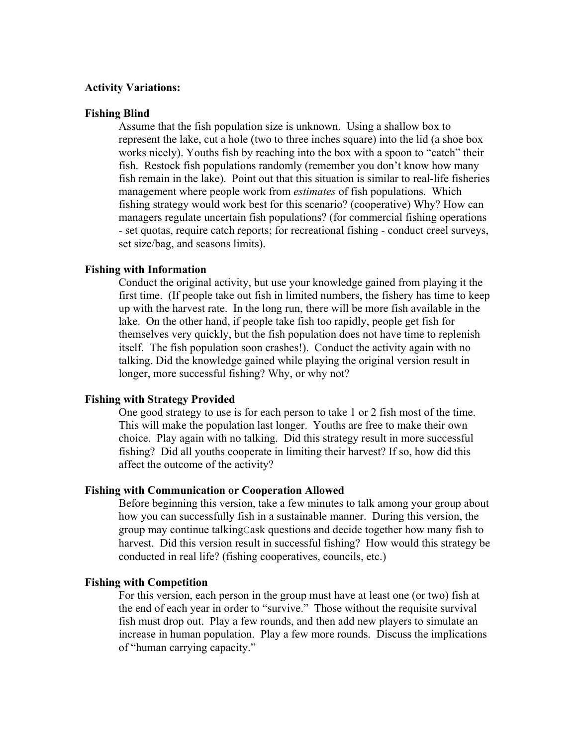**Activity Variations:**

**Fishing Blind**

Assume that the fish population size is unknown. Using a shallow box to represent the lake, cut a hole (two to three inches square) into the lid (a shoe box works nicely). Youths fish by reaching into the box with a spoon to "catch" their fish. Restock fish populations randomly (remember you don't know how many fish remain in the lake). Point out that this situation is similar to real-life fisheries management where people work from *estimates* of fish populations. Which fishing strategy would work best for this scenario? (cooperative) Why? How can managers regulate uncertain fish populations? (for commercial fishing operations - set quotas, require catch reports; for recreational fishing - conduct creel surveys, set size/bag, and seasons limits).

**Fishing with Information**

Conduct the original activity, but use your knowledge gained from playing it the first time. (If people take out fish in limited numbers, the fishery has time to keep up with the harvest rate. In the long run, there will be more fish available in the lake. On the other hand, if people take fish too rapidly, people get fish for themselves very quickly, but the fish population does not have time to replenish itself. The fish population soon crashes!). Conduct the activity again with no talking. Did the knowledge gained while playing the original version result in longer, more successful fishing? Why, or why not?

**Fishing with Strategy Provided**

One good strategy to use is for each person to take 1 or 2 fish most of the time. This will make the population last longer. Youths are free to make their own choice. Play again with no talking. Did this strategy result in more successful fishing? Did all youths cooperate in limiting their harvest? If so, how did this affect the outcome of the activity?

**Fishing with Communication or Cooperation Allowed**

Before beginning this version, take a few minutes to talk among your group about how you can successfully fish in a sustainable manner. During this version, the group may continue talkingCask questions and decide together how many fish to harvest. Did this version result in successful fishing? How would this strategy be conducted in real life? (fishing cooperatives, councils, etc.)

**Fishing with Competition**

For this version, each person in the group must have at least one (or two) fish at the end of each year in order to "survive." Those without the requisite survival fish must drop out. Play a few rounds, and then add new players to simulate an increase in human population. Play a few more rounds. Discuss the implications of "human carrying capacity."